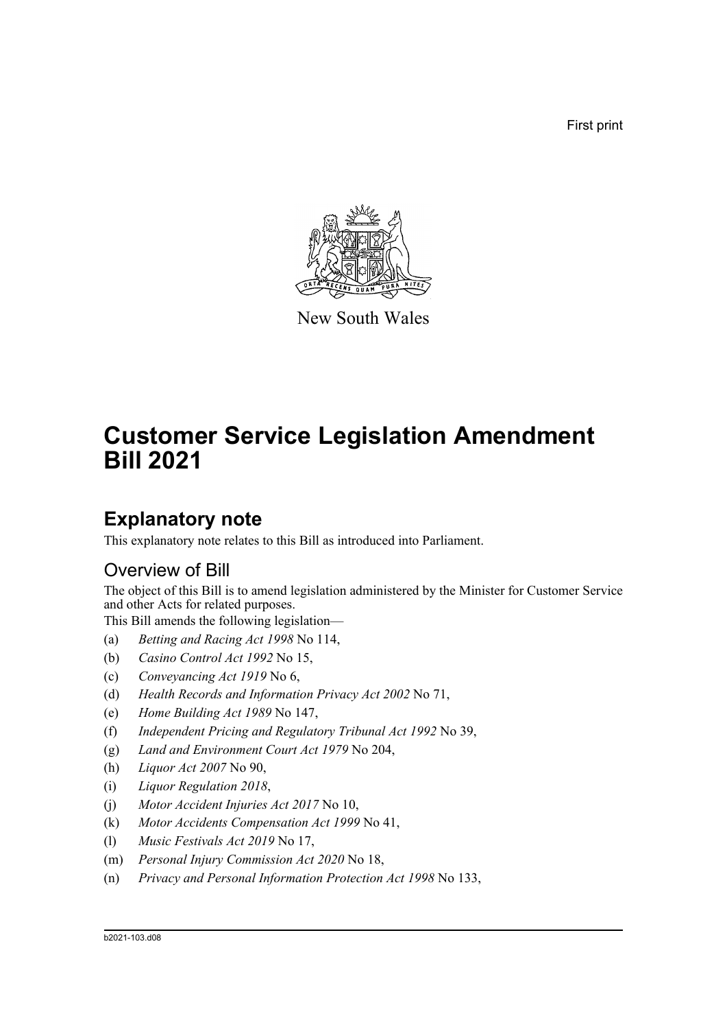First print

New South Wales

# Customer Service Legislation Amendment Bill 2021

## Explanatory note

This explanatory note relates to this Bill as introduced into Parliament.

### Overview of Bill

The object of this Bill is to amend legislation administered by the Minister for Customer Service and other Acts for related purposes.

This Bill amends the following legislation—

(a) *Betting and Racing Act 1998* No 114,

(b) *Casino Control Act 1992* No 15,

(c) *Conveyancing Act 1919* No 6,

(d) *Health Records and Information Privacy Act 2002* No 71,

(e) *Home Building Act 1989* No 147,

(f) *Independent Pricing and Regulatory Tribunal Act 1992* No 39,

(g) *Land and Environment Court Act 1979* No 204,

(h) *Liquor Act 2007* No 90,

(i) *Liquor Regulation 2018*,

(j) *Motor Accident Injuries Act 2017* No 10,

(k) *Motor Accidents Compensation Act 1999* No 41,

(l) *Music Festivals Act 2019* No 17,

(m) *Personal Injury Commission Act 2020* No 18,

(n) *Privacy and Personal Information Protection Act 1998* No 133,

b2021-103.d08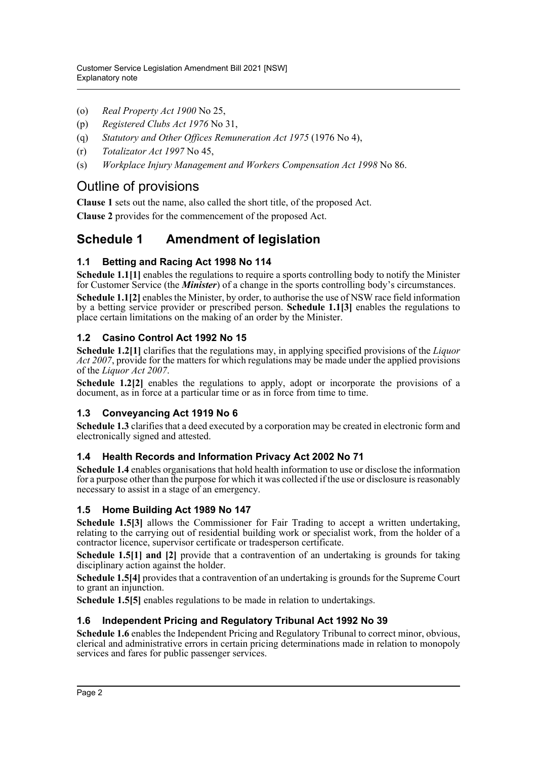(o) *Real Property Act 1900* No 25,

(p) *Registered Clubs Act 1976* No 31,

(q) *Statutory and Other Offices Remuneration Act 1975* (1976 No 4),

(r) *Totalizator Act 1997* No 45,

(s) *Workplace Injury Management and Workers Compensation Act 1998* No 86.

## Outline of provisions

**Clause 1** sets out the name, also called the short title, of the proposed Act.

**Clause 2** provides for the commencement of the proposed Act.

## Schedule 1 Amendment of legislation

### 1.1 Betting and Racing Act 1998 No 114

**Schedule 1.1[1]** enables the regulations to require a sports controlling body to notify the Minister for Customer Service (the ***Minister***) of a change in the sports controlling body's circumstances.

**Schedule 1.1[2]** enables the Minister, by order, to authorise the use of NSW race field information by a betting service provider or prescribed person. **Schedule 1.1[3]** enables the regulations to place certain limitations on the making of an order by the Minister.

### 1.2 Casino Control Act 1992 No 15

**Schedule 1.2[1]** clarifies that the regulations may, in applying specified provisions of the *Liquor Act 2007*, provide for the matters for which regulations may be made under the applied provisions of the *Liquor Act 2007*.

**Schedule 1.2[2]** enables the regulations to apply, adopt or incorporate the provisions of a document, as in force at a particular time or as in force from time to time.

### 1.3 Conveyancing Act 1919 No 6

**Schedule 1.3** clarifies that a deed executed by a corporation may be created in electronic form and electronically signed and attested.

### 1.4 Health Records and Information Privacy Act 2002 No 71

**Schedule 1.4** enables organisations that hold health information to use or disclose the information for a purpose other than the purpose for which it was collected if the use or disclosure is reasonably necessary to assist in a stage of an emergency.

### 1.5 Home Building Act 1989 No 147

**Schedule 1.5[3]** allows the Commissioner for Fair Trading to accept a written undertaking, relating to the carrying out of residential building work or specialist work, from the holder of a contractor licence, supervisor certificate or tradesperson certificate.

**Schedule 1.5[1] and [2]** provide that a contravention of an undertaking is grounds for taking disciplinary action against the holder.

**Schedule 1.5[4]** provides that a contravention of an undertaking is grounds for the Supreme Court to grant an injunction.

**Schedule 1.5[5]** enables regulations to be made in relation to undertakings.

### 1.6 Independent Pricing and Regulatory Tribunal Act 1992 No 39

**Schedule 1.6** enables the Independent Pricing and Regulatory Tribunal to correct minor, obvious, clerical and administrative errors in certain pricing determinations made in relation to monopoly services and fares for public passenger services.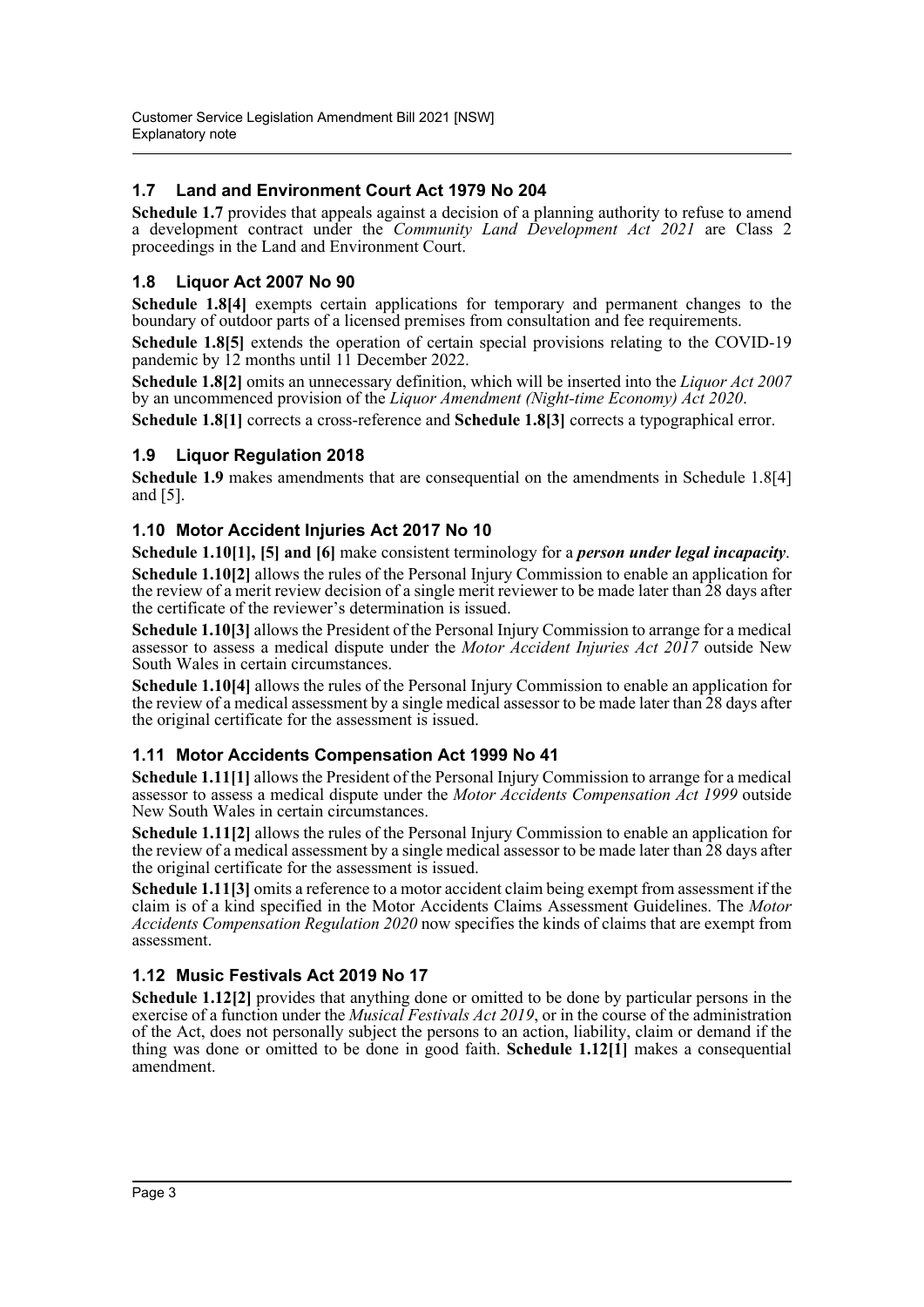## 1.7 Land and Environment Court Act 1979 No 204

**Schedule 1.7** provides that appeals against a decision of a planning authority to refuse to amend a development contract under the *Community Land Development Act 2021* are Class 2 proceedings in the Land and Environment Court.

## 1.8 Liquor Act 2007 No 90

**Schedule 1.8[4]** exempts certain applications for temporary and permanent changes to the boundary of outdoor parts of a licensed premises from consultation and fee requirements.

**Schedule 1.8[5]** extends the operation of certain special provisions relating to the COVID-19 pandemic by 12 months until 11 December 2022.

**Schedule 1.8[2]** omits an unnecessary definition, which will be inserted into the *Liquor Act 2007* by an uncommenced provision of the *Liquor Amendment (Night-time Economy) Act 2020*.

**Schedule 1.8[1]** corrects a cross-reference and **Schedule 1.8[3]** corrects a typographical error.

## 1.9 Liquor Regulation 2018

**Schedule 1.9** makes amendments that are consequential on the amendments in Schedule 1.8[4] and [5].

## 1.10 Motor Accident Injuries Act 2017 No 10

**Schedule 1.10[1], [5] and [6]** make consistent terminology for a ***person under legal incapacity***.

**Schedule 1.10[2]** allows the rules of the Personal Injury Commission to enable an application for the review of a merit review decision of a single merit reviewer to be made later than 28 days after the certificate of the reviewer's determination is issued.

**Schedule 1.10[3]** allows the President of the Personal Injury Commission to arrange for a medical assessor to assess a medical dispute under the *Motor Accident Injuries Act 2017* outside New South Wales in certain circumstances.

**Schedule 1.10[4]** allows the rules of the Personal Injury Commission to enable an application for the review of a medical assessment by a single medical assessor to be made later than 28 days after the original certificate for the assessment is issued.

## 1.11 Motor Accidents Compensation Act 1999 No 41

**Schedule 1.11[1]** allows the President of the Personal Injury Commission to arrange for a medical assessor to assess a medical dispute under the *Motor Accidents Compensation Act 1999* outside New South Wales in certain circumstances.

**Schedule 1.11[2]** allows the rules of the Personal Injury Commission to enable an application for the review of a medical assessment by a single medical assessor to be made later than 28 days after the original certificate for the assessment is issued.

**Schedule 1.11[3]** omits a reference to a motor accident claim being exempt from assessment if the claim is of a kind specified in the Motor Accidents Claims Assessment Guidelines. The *Motor Accidents Compensation Regulation 2020* now specifies the kinds of claims that are exempt from assessment.

## 1.12 Music Festivals Act 2019 No 17

**Schedule 1.12[2]** provides that anything done or omitted to be done by particular persons in the exercise of a function under the *Musical Festivals Act 2019*, or in the course of the administration of the Act, does not personally subject the persons to an action, liability, claim or demand if the thing was done or omitted to be done in good faith. **Schedule 1.12[1]** makes a consequential amendment.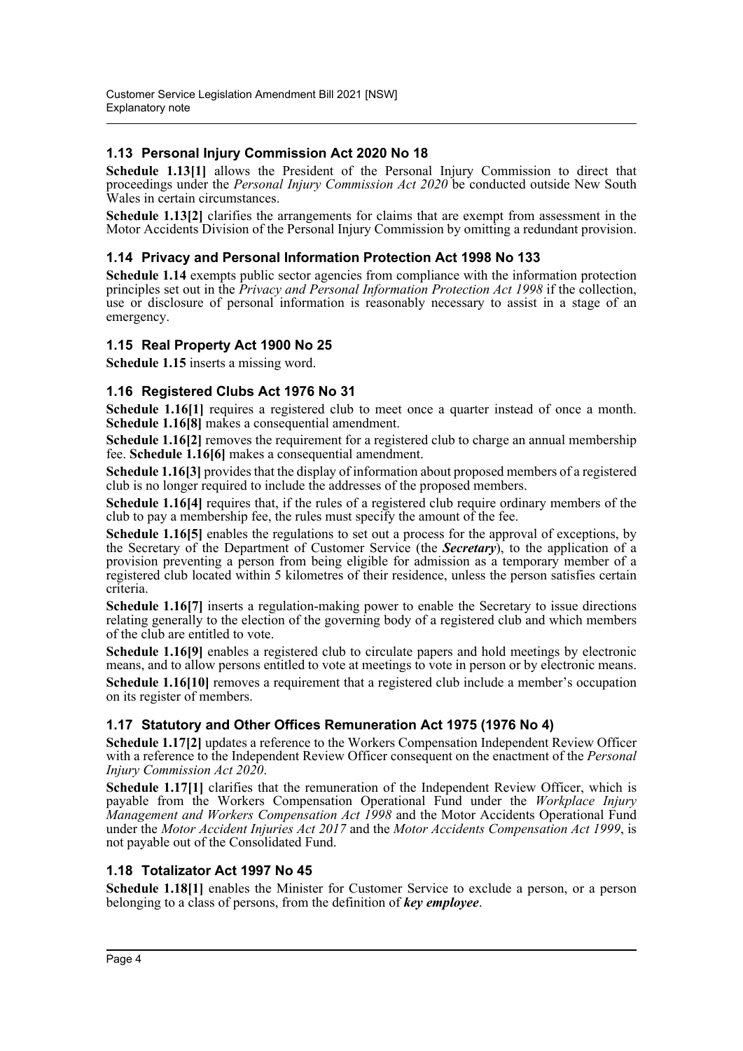### 1.13 Personal Injury Commission Act 2020 No 18

**Schedule 1.13[1]** allows the President of the Personal Injury Commission to direct that proceedings under the *Personal Injury Commission Act 2020* be conducted outside New South Wales in certain circumstances.

**Schedule 1.13[2]** clarifies the arrangements for claims that are exempt from assessment in the Motor Accidents Division of the Personal Injury Commission by omitting a redundant provision.

### 1.14 Privacy and Personal Information Protection Act 1998 No 133

**Schedule 1.14** exempts public sector agencies from compliance with the information protection principles set out in the *Privacy and Personal Information Protection Act 1998* if the collection, use or disclosure of personal information is reasonably necessary to assist in a stage of an emergency.

### 1.15 Real Property Act 1900 No 25

**Schedule 1.15** inserts a missing word.

### 1.16 Registered Clubs Act 1976 No 31

**Schedule 1.16[1]** requires a registered club to meet once a quarter instead of once a month. **Schedule 1.16[8]** makes a consequential amendment.

**Schedule 1.16[2]** removes the requirement for a registered club to charge an annual membership fee. **Schedule 1.16[6]** makes a consequential amendment.

**Schedule 1.16[3]** provides that the display of information about proposed members of a registered club is no longer required to include the addresses of the proposed members.

**Schedule 1.16[4]** requires that, if the rules of a registered club require ordinary members of the club to pay a membership fee, the rules must specify the amount of the fee.

**Schedule 1.16[5]** enables the regulations to set out a process for the approval of exceptions, by the Secretary of the Department of Customer Service (the ***Secretary***), to the application of a provision preventing a person from being eligible for admission as a temporary member of a registered club located within 5 kilometres of their residence, unless the person satisfies certain criteria.

**Schedule 1.16[7]** inserts a regulation-making power to enable the Secretary to issue directions relating generally to the election of the governing body of a registered club and which members of the club are entitled to vote.

**Schedule 1.16[9]** enables a registered club to circulate papers and hold meetings by electronic means, and to allow persons entitled to vote at meetings to vote in person or by electronic means.

**Schedule 1.16[10]** removes a requirement that a registered club include a member's occupation on its register of members.

### 1.17 Statutory and Other Offices Remuneration Act 1975 (1976 No 4)

**Schedule 1.17[2]** updates a reference to the Workers Compensation Independent Review Officer with a reference to the Independent Review Officer consequent on the enactment of the *Personal Injury Commission Act 2020*.

**Schedule 1.17[1]** clarifies that the remuneration of the Independent Review Officer, which is payable from the Workers Compensation Operational Fund under the *Workplace Injury Management and Workers Compensation Act 1998* and the Motor Accidents Operational Fund under the *Motor Accident Injuries Act 2017* and the *Motor Accidents Compensation Act 1999*, is not payable out of the Consolidated Fund.

### 1.18 Totalizator Act 1997 No 45

**Schedule 1.18[1]** enables the Minister for Customer Service to exclude a person, or a person belonging to a class of persons, from the definition of ***key employee***.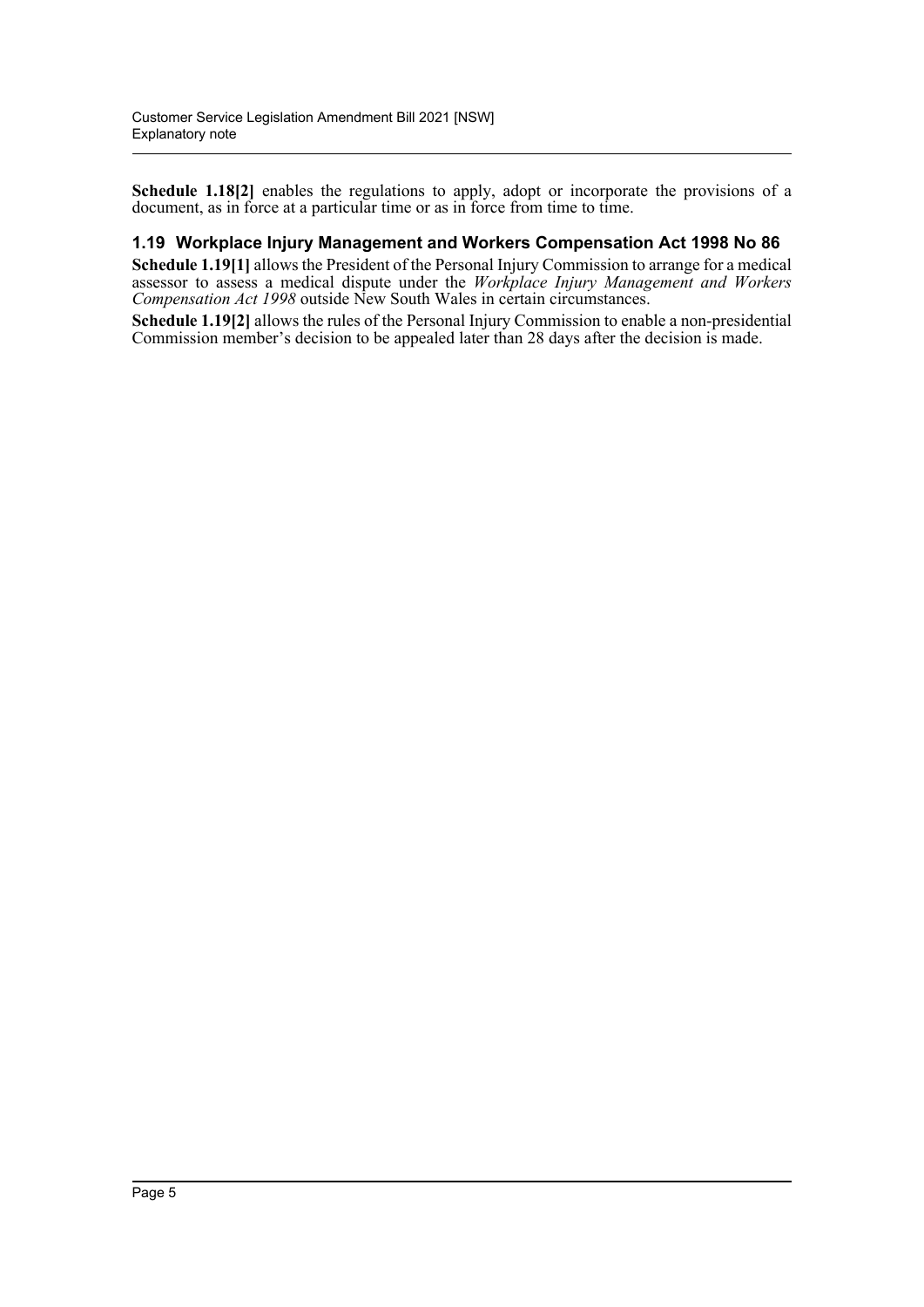**Schedule 1.18[2]** enables the regulations to apply, adopt or incorporate the provisions of a document, as in force at a particular time or as in force from time to time.

### 1.19 Workplace Injury Management and Workers Compensation Act 1998 No 86

**Schedule 1.19[1]** allows the President of the Personal Injury Commission to arrange for a medical assessor to assess a medical dispute under the *Workplace Injury Management and Workers Compensation Act 1998* outside New South Wales in certain circumstances.

**Schedule 1.19[2]** allows the rules of the Personal Injury Commission to enable a non-presidential Commission member's decision to be appealed later than 28 days after the decision is made.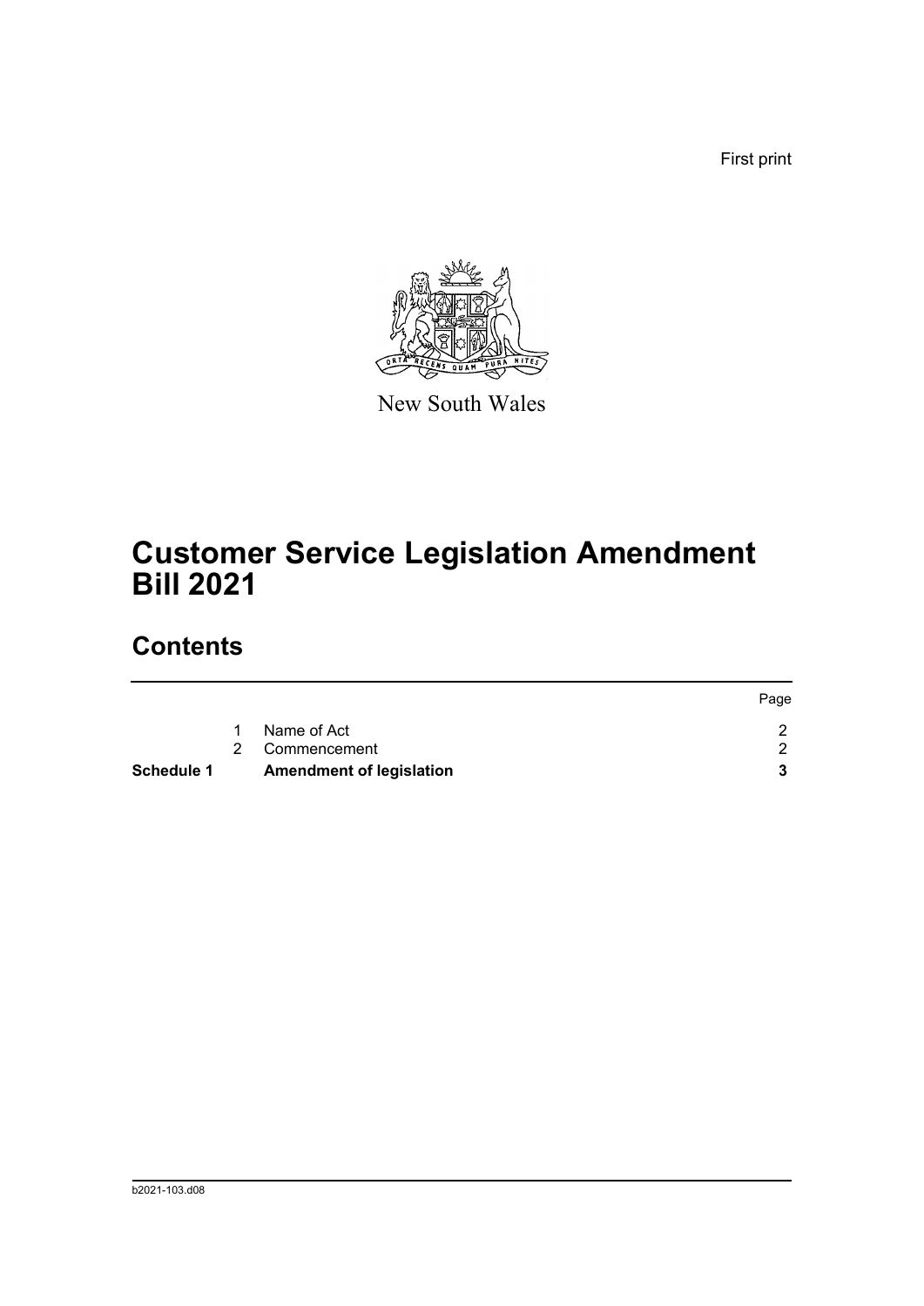First print

New South Wales

# Customer Service Legislation Amendment Bill 2021

## Contents

| | | | Page |
|---|---|---|---|
| | 1 | Name of Act | 2 |
| | 2 | Commencement | 2 |
| **Schedule 1** | | **Amendment of legislation** | **3** |

b2021-103.d08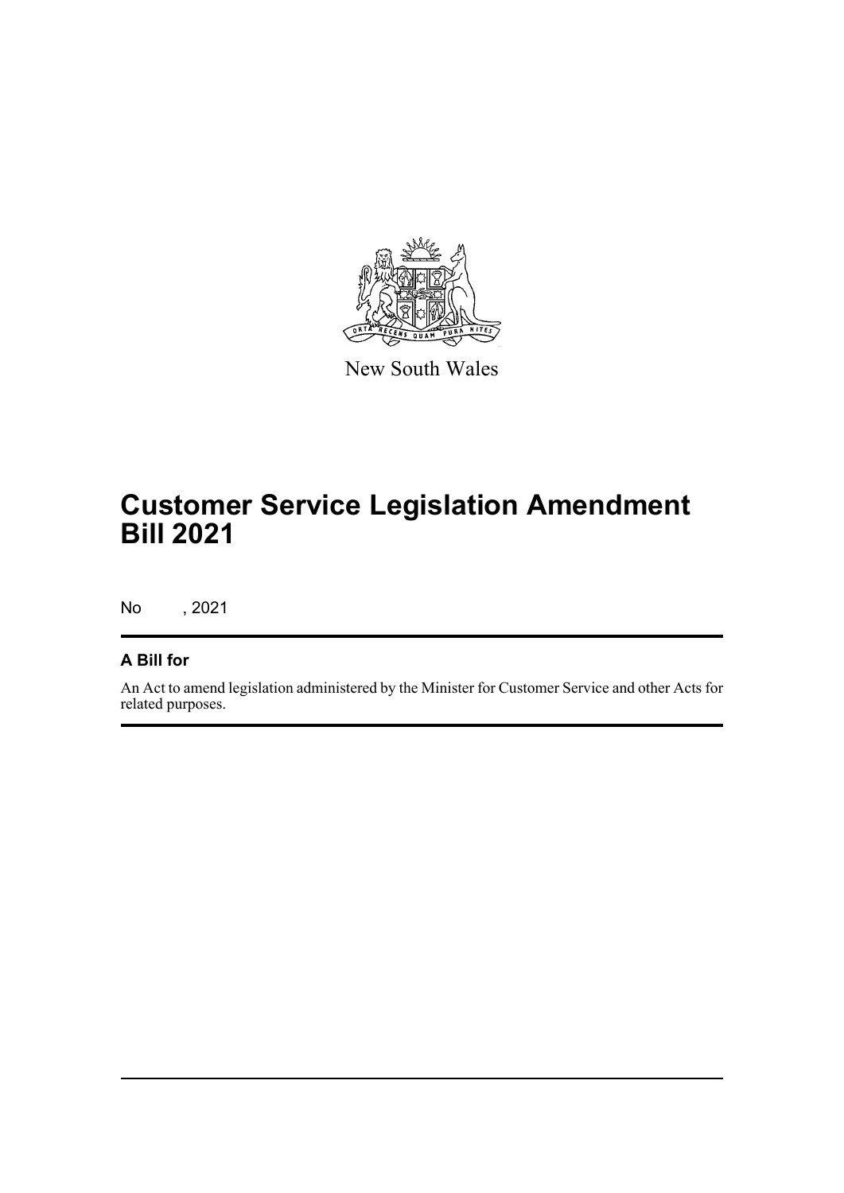New South Wales

# Customer Service Legislation Amendment Bill 2021

No , 2021

## A Bill for

An Act to amend legislation administered by the Minister for Customer Service and other Acts for related purposes.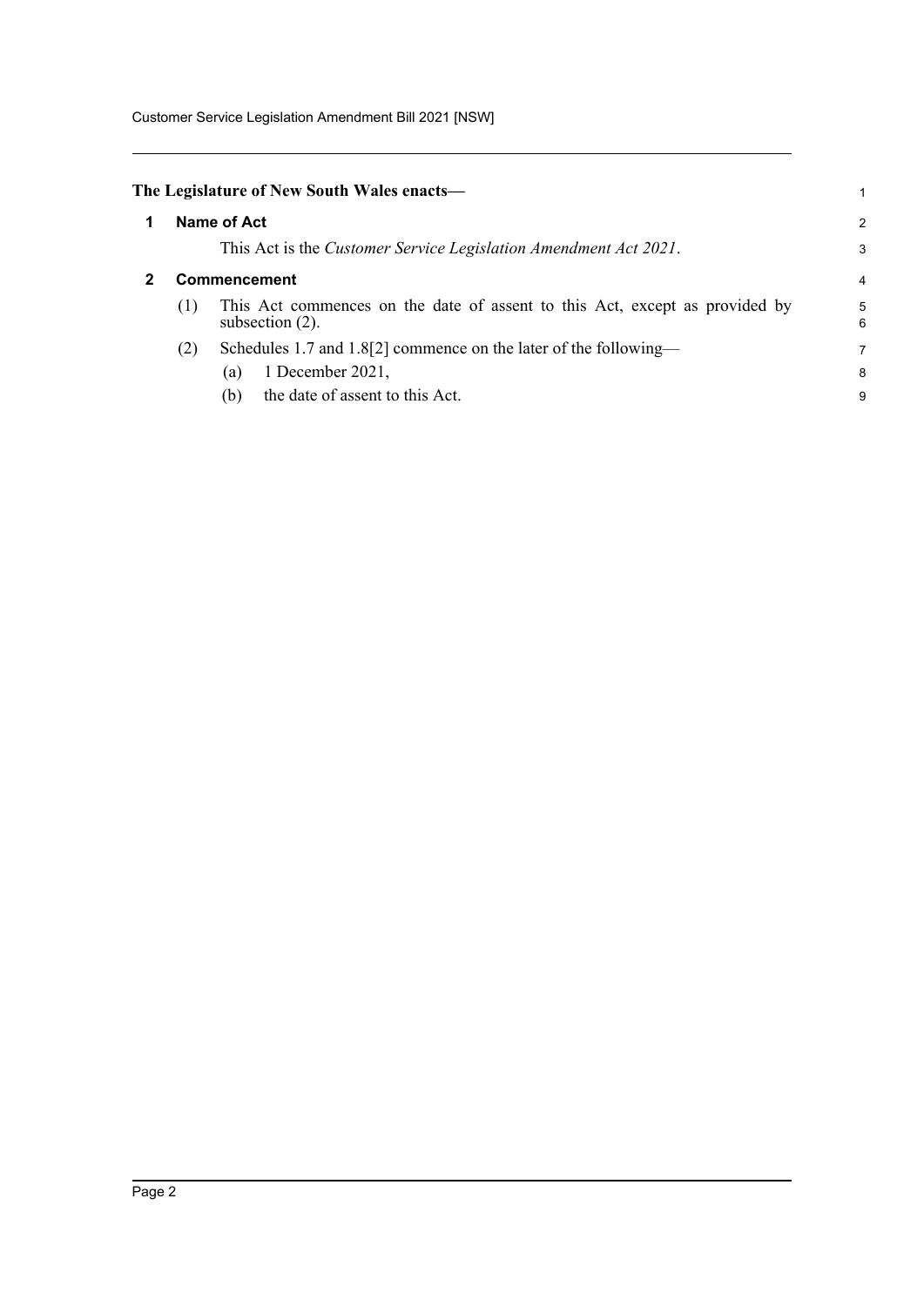**The Legislature of New South Wales enacts—**

## 1 Name of Act

This Act is the *Customer Service Legislation Amendment Act 2021*.

## 2 Commencement

(1) This Act commences on the date of assent to this Act, except as provided by subsection (2).

(2) Schedules 1.7 and 1.8[2] commence on the later of the following—

(a) 1 December 2021,

(b) the date of assent to this Act.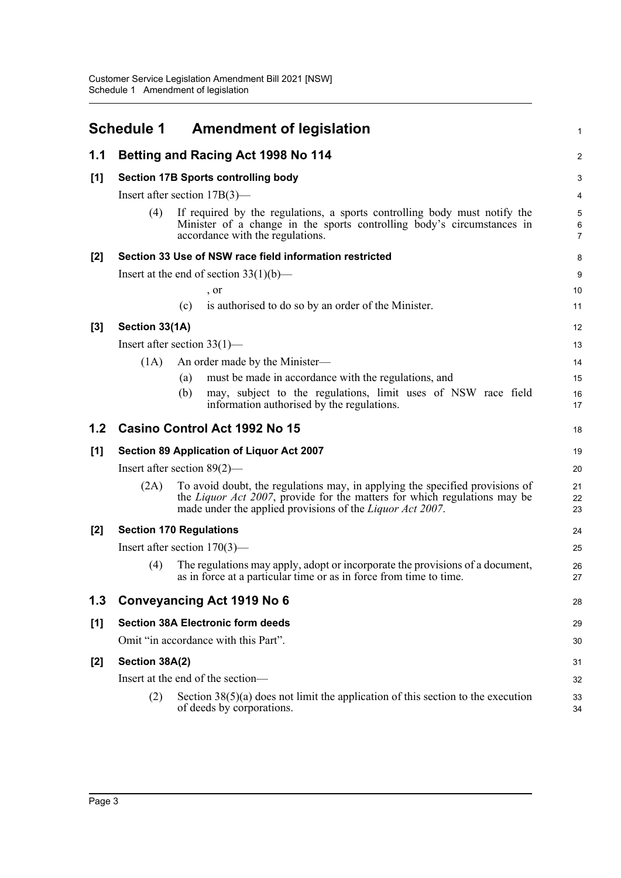# Schedule 1 Amendment of legislation

## 1.1 Betting and Racing Act 1998 No 114

### [1] Section 17B Sports controlling body

Insert after section 17B(3)—

(4) If required by the regulations, a sports controlling body must notify the Minister of a change in the sports controlling body's circumstances in accordance with the regulations.

### [2] Section 33 Use of NSW race field information restricted

Insert at the end of section 33(1)(b)—

, or

(c) is authorised to do so by an order of the Minister.

### [3] Section 33(1A)

Insert after section 33(1)—

(1A) An order made by the Minister—

(a) must be made in accordance with the regulations, and

(b) may, subject to the regulations, limit uses of NSW race field information authorised by the regulations.

## 1.2 Casino Control Act 1992 No 15

### [1] Section 89 Application of Liquor Act 2007

Insert after section 89(2)—

(2A) To avoid doubt, the regulations may, in applying the specified provisions of the *Liquor Act 2007*, provide for the matters for which regulations may be made under the applied provisions of the *Liquor Act 2007*.

### [2] Section 170 Regulations

Insert after section 170(3)—

(4) The regulations may apply, adopt or incorporate the provisions of a document, as in force at a particular time or as in force from time to time.

## 1.3 Conveyancing Act 1919 No 6

### [1] Section 38A Electronic form deeds

Omit "in accordance with this Part".

### [2] Section 38A(2)

Insert at the end of the section—

(2) Section 38(5)(a) does not limit the application of this section to the execution of deeds by corporations.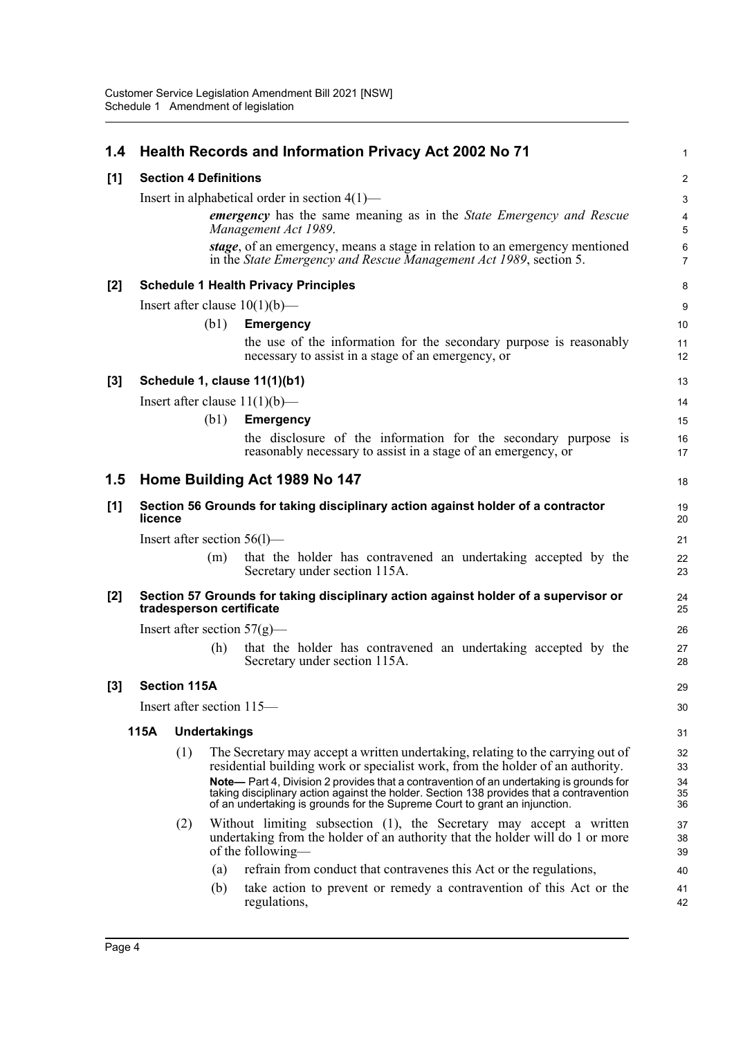## 1.4 Health Records and Information Privacy Act 2002 No 71

### [1] Section 4 Definitions

Insert in alphabetical order in section 4(1)—

> ***emergency*** has the same meaning as in the *State Emergency and Rescue Management Act 1989*.
>
> ***stage***, of an emergency, means a stage in relation to an emergency mentioned in the *State Emergency and Rescue Management Act 1989*, section 5.

### [2] Schedule 1 Health Privacy Principles

Insert after clause 10(1)(b)—

> (b1) **Emergency**
>
> the use of the information for the secondary purpose is reasonably necessary to assist in a stage of an emergency, or

### [3] Schedule 1, clause 11(1)(b1)

Insert after clause 11(1)(b)—

> (b1) **Emergency**
>
> the disclosure of the information for the secondary purpose is reasonably necessary to assist in a stage of an emergency, or

## 1.5 Home Building Act 1989 No 147

### [1] Section 56 Grounds for taking disciplinary action against holder of a contractor licence

Insert after section 56(l)—

> (m) that the holder has contravened an undertaking accepted by the Secretary under section 115A.

### [2] Section 57 Grounds for taking disciplinary action against holder of a supervisor or tradesperson certificate

Insert after section 57(g)—

> (h) that the holder has contravened an undertaking accepted by the Secretary under section 115A.

### [3] Section 115A

Insert after section 115—

> **115A Undertakings**
>
> (1) The Secretary may accept a written undertaking, relating to the carrying out of residential building work or specialist work, from the holder of an authority.
>
> **Note—** Part 4, Division 2 provides that a contravention of an undertaking is grounds for taking disciplinary action against the holder. Section 138 provides that a contravention of an undertaking is grounds for the Supreme Court to grant an injunction.
>
> (2) Without limiting subsection (1), the Secretary may accept a written undertaking from the holder of an authority that the holder will do 1 or more of the following—
>
> (a) refrain from conduct that contravenes this Act or the regulations,
>
> (b) take action to prevent or remedy a contravention of this Act or the regulations,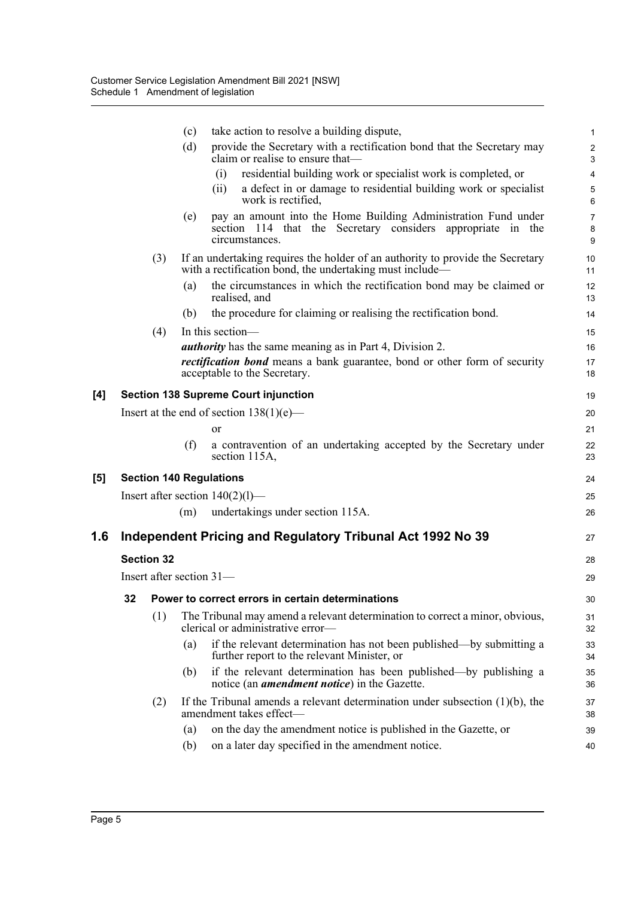(c) take action to resolve a building dispute,

(d) provide the Secretary with a rectification bond that the Secretary may claim or realise to ensure that—

(i) residential building work or specialist work is completed, or

(ii) a defect in or damage to residential building work or specialist work is rectified,

(e) pay an amount into the Home Building Administration Fund under section 114 that the Secretary considers appropriate in the circumstances.

(3) If an undertaking requires the holder of an authority to provide the Secretary with a rectification bond, the undertaking must include—

(a) the circumstances in which the rectification bond may be claimed or realised, and

(b) the procedure for claiming or realising the rectification bond.

(4) In this section—

***authority*** has the same meaning as in Part 4, Division 2.

***rectification bond*** means a bank guarantee, bond or other form of security acceptable to the Secretary.

### [4] Section 138 Supreme Court injunction

Insert at the end of section 138(1)(e)—

or

(f) a contravention of an undertaking accepted by the Secretary under section 115A,

### [5] Section 140 Regulations

Insert after section 140(2)(l)—

(m) undertakings under section 115A.

## 1.6 Independent Pricing and Regulatory Tribunal Act 1992 No 39

### Section 32

Insert after section 31—

#### 32 Power to correct errors in certain determinations

(1) The Tribunal may amend a relevant determination to correct a minor, obvious, clerical or administrative error—

(a) if the relevant determination has not been published—by submitting a further report to the relevant Minister, or

(b) if the relevant determination has been published—by publishing a notice (an ***amendment notice***) in the Gazette.

(2) If the Tribunal amends a relevant determination under subsection (1)(b), the amendment takes effect—

(a) on the day the amendment notice is published in the Gazette, or

(b) on a later day specified in the amendment notice.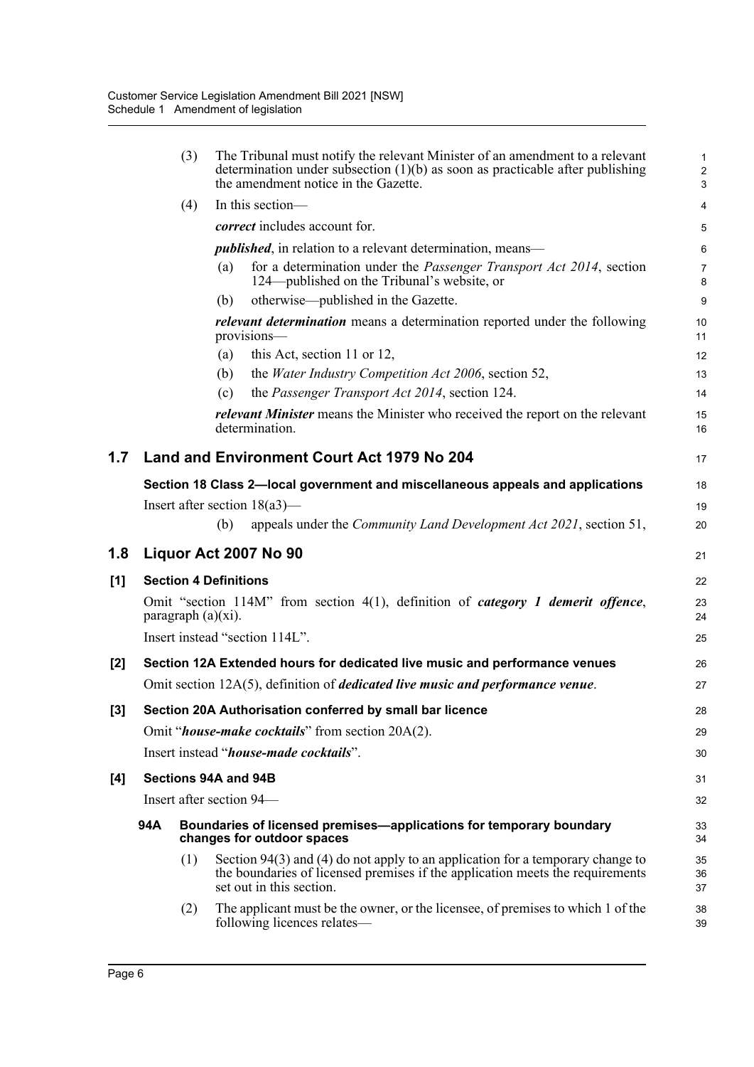(3) The Tribunal must notify the relevant Minister of an amendment to a relevant determination under subsection (1)(b) as soon as practicable after publishing the amendment notice in the Gazette.

(4) In this section—

***correct*** includes account for.

***published***, in relation to a relevant determination, means—

(a) for a determination under the *Passenger Transport Act 2014*, section 124—published on the Tribunal's website, or

(b) otherwise—published in the Gazette.

***relevant determination*** means a determination reported under the following provisions—

(a) this Act, section 11 or 12,

(b) the *Water Industry Competition Act 2006*, section 52,

(c) the *Passenger Transport Act 2014*, section 124.

***relevant Minister*** means the Minister who received the report on the relevant determination.

## 1.7 Land and Environment Court Act 1979 No 204

**Section 18 Class 2—local government and miscellaneous appeals and applications**

Insert after section 18(a3)—

(b) appeals under the *Community Land Development Act 2021*, section 51,

## 1.8 Liquor Act 2007 No 90

**[1] Section 4 Definitions**

Omit "section 114M" from section 4(1), definition of ***category 1 demerit offence***, paragraph (a)(xi).

Insert instead "section 114L".

**[2] Section 12A Extended hours for dedicated live music and performance venues**

Omit section 12A(5), definition of ***dedicated live music and performance venue***.

**[3] Section 20A Authorisation conferred by small bar licence**

Omit "***house-make cocktails***" from section 20A(2).

Insert instead "***house-made cocktails***".

**[4] Sections 94A and 94B**

Insert after section 94—

**94A Boundaries of licensed premises—applications for temporary boundary changes for outdoor spaces**

(1) Section 94(3) and (4) do not apply to an application for a temporary change to the boundaries of licensed premises if the application meets the requirements set out in this section.

(2) The applicant must be the owner, or the licensee, of premises to which 1 of the following licences relates—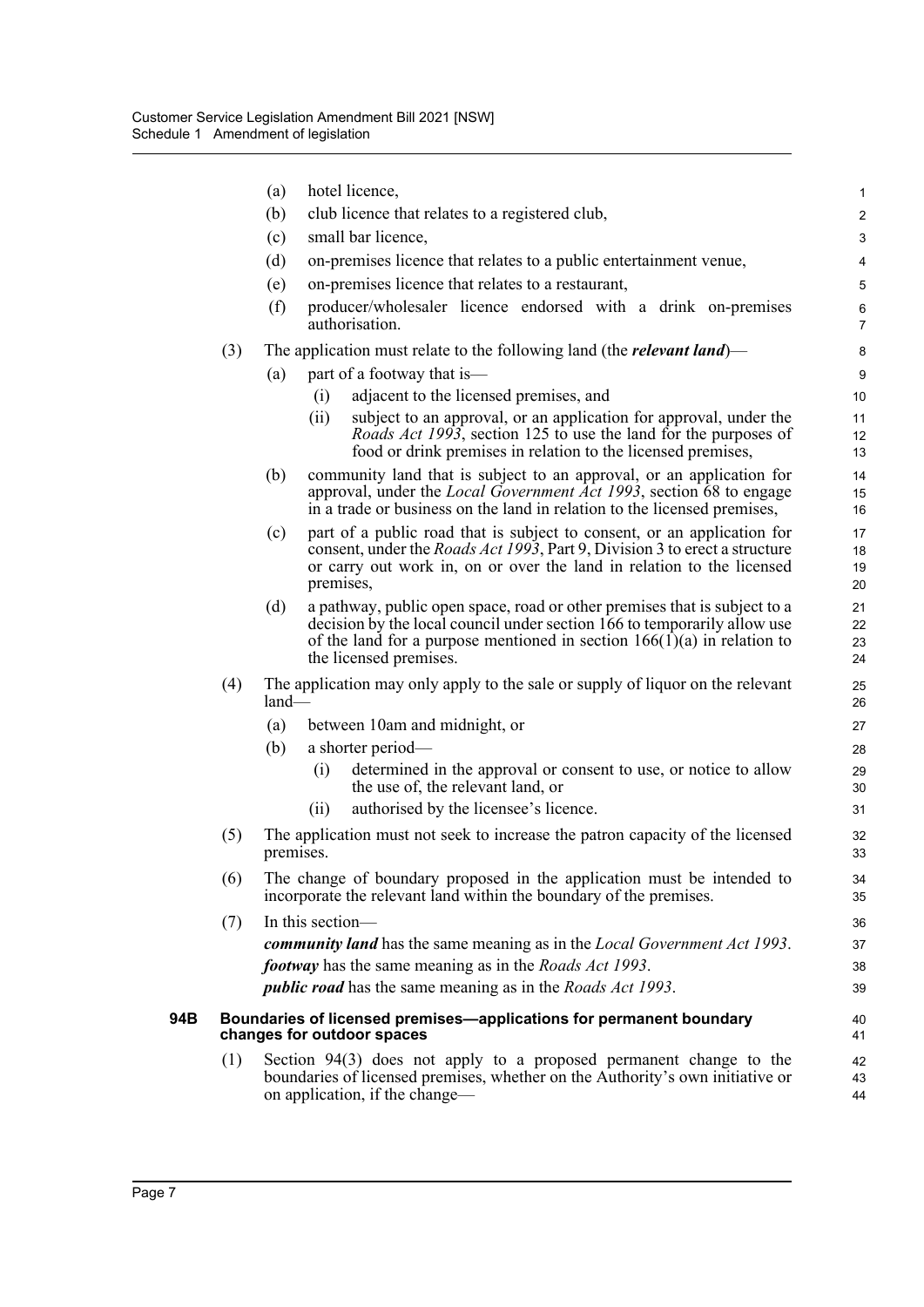(a) hotel licence,

(b) club licence that relates to a registered club,

(c) small bar licence,

(d) on-premises licence that relates to a public entertainment venue,

(e) on-premises licence that relates to a restaurant,

(f) producer/wholesaler licence endorsed with a drink on-premises authorisation.

(3) The application must relate to the following land (the ***relevant land***)—

(a) part of a footway that is—

(i) adjacent to the licensed premises, and

(ii) subject to an approval, or an application for approval, under the *Roads Act 1993*, section 125 to use the land for the purposes of food or drink premises in relation to the licensed premises,

(b) community land that is subject to an approval, or an application for approval, under the *Local Government Act 1993*, section 68 to engage in a trade or business on the land in relation to the licensed premises,

(c) part of a public road that is subject to consent, or an application for consent, under the *Roads Act 1993*, Part 9, Division 3 to erect a structure or carry out work in, on or over the land in relation to the licensed premises,

(d) a pathway, public open space, road or other premises that is subject to a decision by the local council under section 166 to temporarily allow use of the land for a purpose mentioned in section 166(1)(a) in relation to the licensed premises.

(4) The application may only apply to the sale or supply of liquor on the relevant land—

(a) between 10am and midnight, or

(b) a shorter period—

(i) determined in the approval or consent to use, or notice to allow the use of, the relevant land, or

(ii) authorised by the licensee's licence.

(5) The application must not seek to increase the patron capacity of the licensed premises.

(6) The change of boundary proposed in the application must be intended to incorporate the relevant land within the boundary of the premises.

(7) In this section—

***community land*** has the same meaning as in the *Local Government Act 1993*.

***footway*** has the same meaning as in the *Roads Act 1993*.

***public road*** has the same meaning as in the *Roads Act 1993*.

**94B Boundaries of licensed premises—applications for permanent boundary changes for outdoor spaces**

(1) Section 94(3) does not apply to a proposed permanent change to the boundaries of licensed premises, whether on the Authority's own initiative or on application, if the change—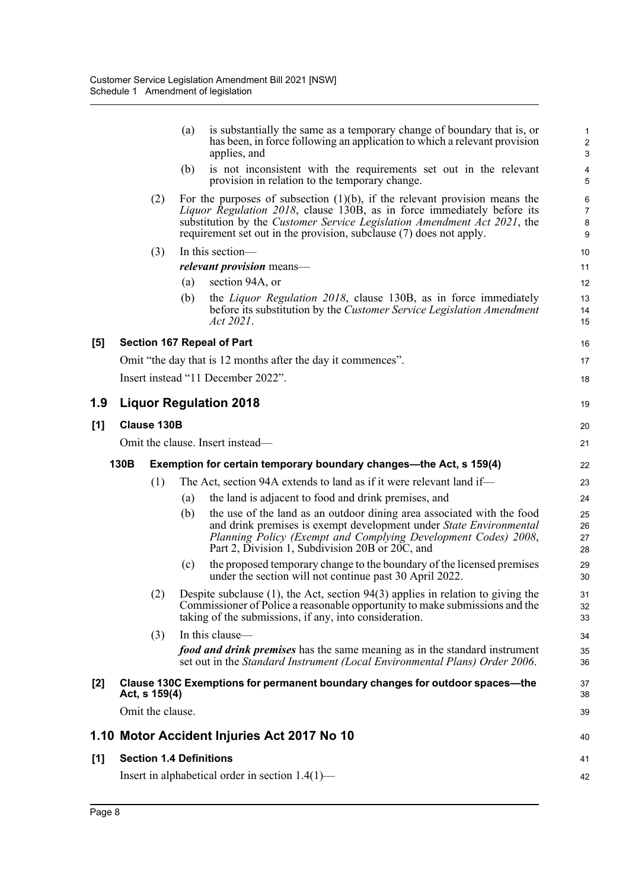(a) is substantially the same as a temporary change of boundary that is, or has been, in force following an application to which a relevant provision applies, and

(b) is not inconsistent with the requirements set out in the relevant provision in relation to the temporary change.

(2) For the purposes of subsection (1)(b), if the relevant provision means the *Liquor Regulation 2018*, clause 130B, as in force immediately before its substitution by the *Customer Service Legislation Amendment Act 2021*, the requirement set out in the provision, subclause (7) does not apply.

(3) In this section—

***relevant provision*** means—

(a) section 94A, or

(b) the *Liquor Regulation 2018*, clause 130B, as in force immediately before its substitution by the *Customer Service Legislation Amendment Act 2021*.

#### [5] Section 167 Repeal of Part

Omit "the day that is 12 months after the day it commences".

Insert instead "11 December 2022".

## 1.9 Liquor Regulation 2018

#### [1] Clause 130B

Omit the clause. Insert instead—

**130B Exemption for certain temporary boundary changes—the Act, s 159(4)**

(1) The Act, section 94A extends to land as if it were relevant land if—

(a) the land is adjacent to food and drink premises, and

(b) the use of the land as an outdoor dining area associated with the food and drink premises is exempt development under *State Environmental Planning Policy (Exempt and Complying Development Codes) 2008*, Part 2, Division 1, Subdivision 20B or 20C, and

(c) the proposed temporary change to the boundary of the licensed premises under the section will not continue past 30 April 2022.

(2) Despite subclause (1), the Act, section 94(3) applies in relation to giving the Commissioner of Police a reasonable opportunity to make submissions and the taking of the submissions, if any, into consideration.

(3) In this clause—

***food and drink premises*** has the same meaning as in the standard instrument set out in the *Standard Instrument (Local Environmental Plans) Order 2006*.

#### [2] Clause 130C Exemptions for permanent boundary changes for outdoor spaces—the Act, s 159(4)

Omit the clause.

## 1.10 Motor Accident Injuries Act 2017 No 10

#### [1] Section 1.4 Definitions

Insert in alphabetical order in section 1.4(1)—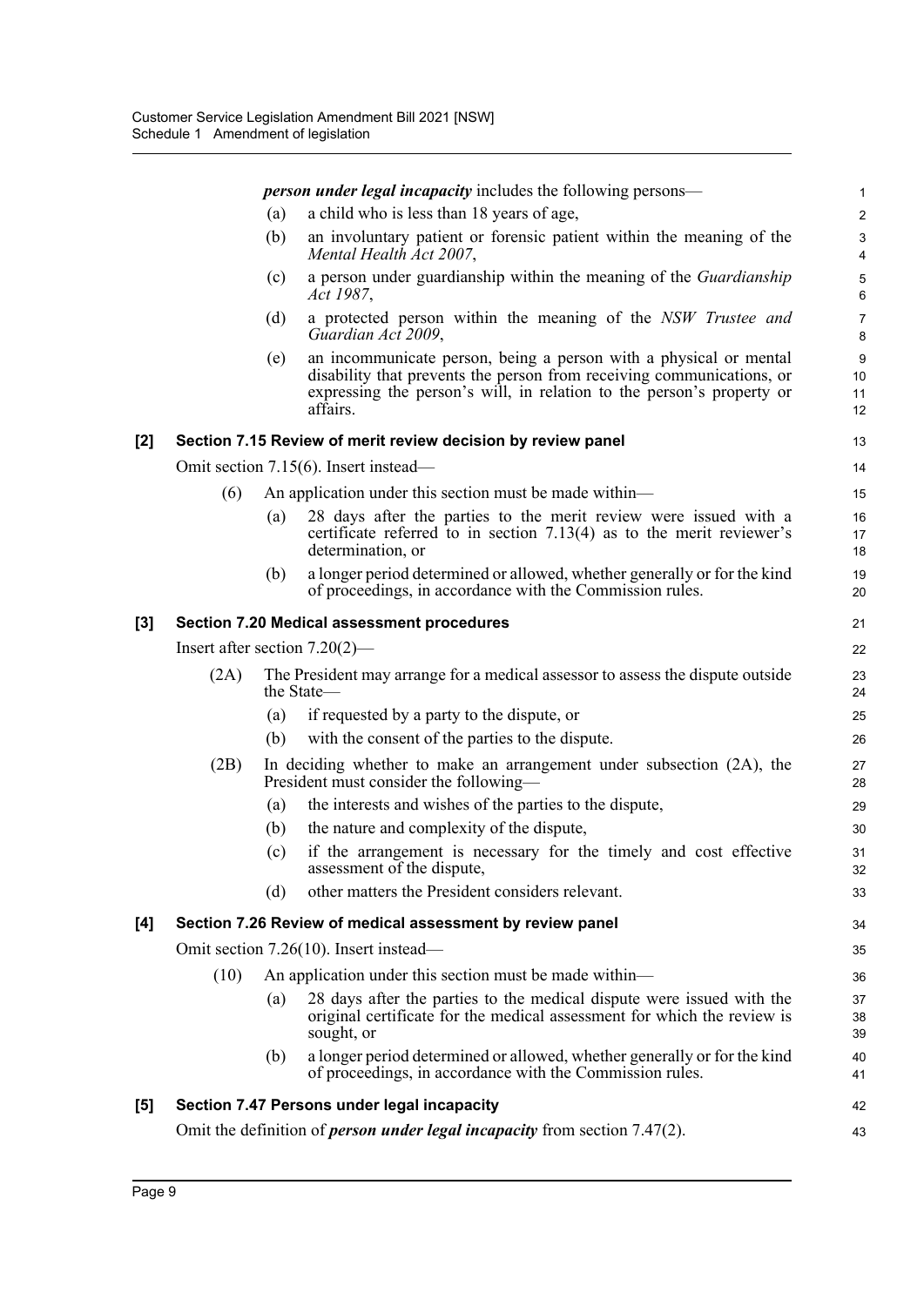***person under legal incapacity*** includes the following persons—

(a) a child who is less than 18 years of age,

(b) an involuntary patient or forensic patient within the meaning of the *Mental Health Act 2007*,

(c) a person under guardianship within the meaning of the *Guardianship Act 1987*,

(d) a protected person within the meaning of the *NSW Trustee and Guardian Act 2009*,

(e) an incommunicate person, being a person with a physical or mental disability that prevents the person from receiving communications, or expressing the person's will, in relation to the person's property or affairs.

**[2] Section 7.15 Review of merit review decision by review panel**

Omit section 7.15(6). Insert instead—

(6) An application under this section must be made within—

(a) 28 days after the parties to the merit review were issued with a certificate referred to in section 7.13(4) as to the merit reviewer's determination, or

(b) a longer period determined or allowed, whether generally or for the kind of proceedings, in accordance with the Commission rules.

**[3] Section 7.20 Medical assessment procedures**

Insert after section 7.20(2)—

(2A) The President may arrange for a medical assessor to assess the dispute outside the State—

(a) if requested by a party to the dispute, or

(b) with the consent of the parties to the dispute.

(2B) In deciding whether to make an arrangement under subsection (2A), the President must consider the following—

(a) the interests and wishes of the parties to the dispute,

(b) the nature and complexity of the dispute,

(c) if the arrangement is necessary for the timely and cost effective assessment of the dispute,

(d) other matters the President considers relevant.

**[4] Section 7.26 Review of medical assessment by review panel**

Omit section 7.26(10). Insert instead—

(10) An application under this section must be made within—

(a) 28 days after the parties to the medical dispute were issued with the original certificate for the medical assessment for which the review is sought, or

(b) a longer period determined or allowed, whether generally or for the kind of proceedings, in accordance with the Commission rules.

**[5] Section 7.47 Persons under legal incapacity**

Omit the definition of ***person under legal incapacity*** from section 7.47(2).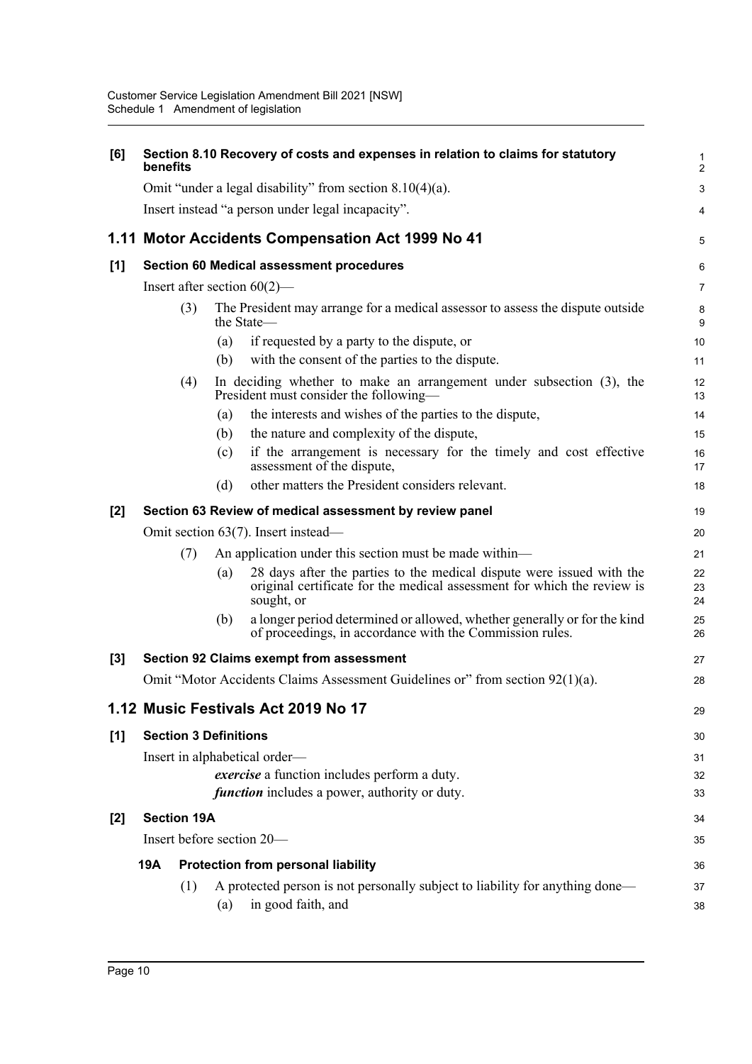**[6] Section 8.10 Recovery of costs and expenses in relation to claims for statutory benefits**

Omit "under a legal disability" from section 8.10(4)(a).

Insert instead "a person under legal incapacity".

## 1.11 Motor Accidents Compensation Act 1999 No 41

**[1] Section 60 Medical assessment procedures**

Insert after section 60(2)—

(3) The President may arrange for a medical assessor to assess the dispute outside the State—

- (a) if requested by a party to the dispute, or
- (b) with the consent of the parties to the dispute.

(4) In deciding whether to make an arrangement under subsection (3), the President must consider the following—

- (a) the interests and wishes of the parties to the dispute,
- (b) the nature and complexity of the dispute,
- (c) if the arrangement is necessary for the timely and cost effective assessment of the dispute,
- (d) other matters the President considers relevant.

**[2] Section 63 Review of medical assessment by review panel**

Omit section 63(7). Insert instead—

(7) An application under this section must be made within—

- (a) 28 days after the parties to the medical dispute were issued with the original certificate for the medical assessment for which the review is sought, or
- (b) a longer period determined or allowed, whether generally or for the kind of proceedings, in accordance with the Commission rules.

**[3] Section 92 Claims exempt from assessment**

Omit "Motor Accidents Claims Assessment Guidelines or" from section 92(1)(a).

## 1.12 Music Festivals Act 2019 No 17

**[1] Section 3 Definitions**

Insert in alphabetical order—

***exercise*** a function includes perform a duty.

***function*** includes a power, authority or duty.

**[2] Section 19A**

Insert before section 20—

**19A Protection from personal liability**

(1) A protected person is not personally subject to liability for anything done—

- (a) in good faith, and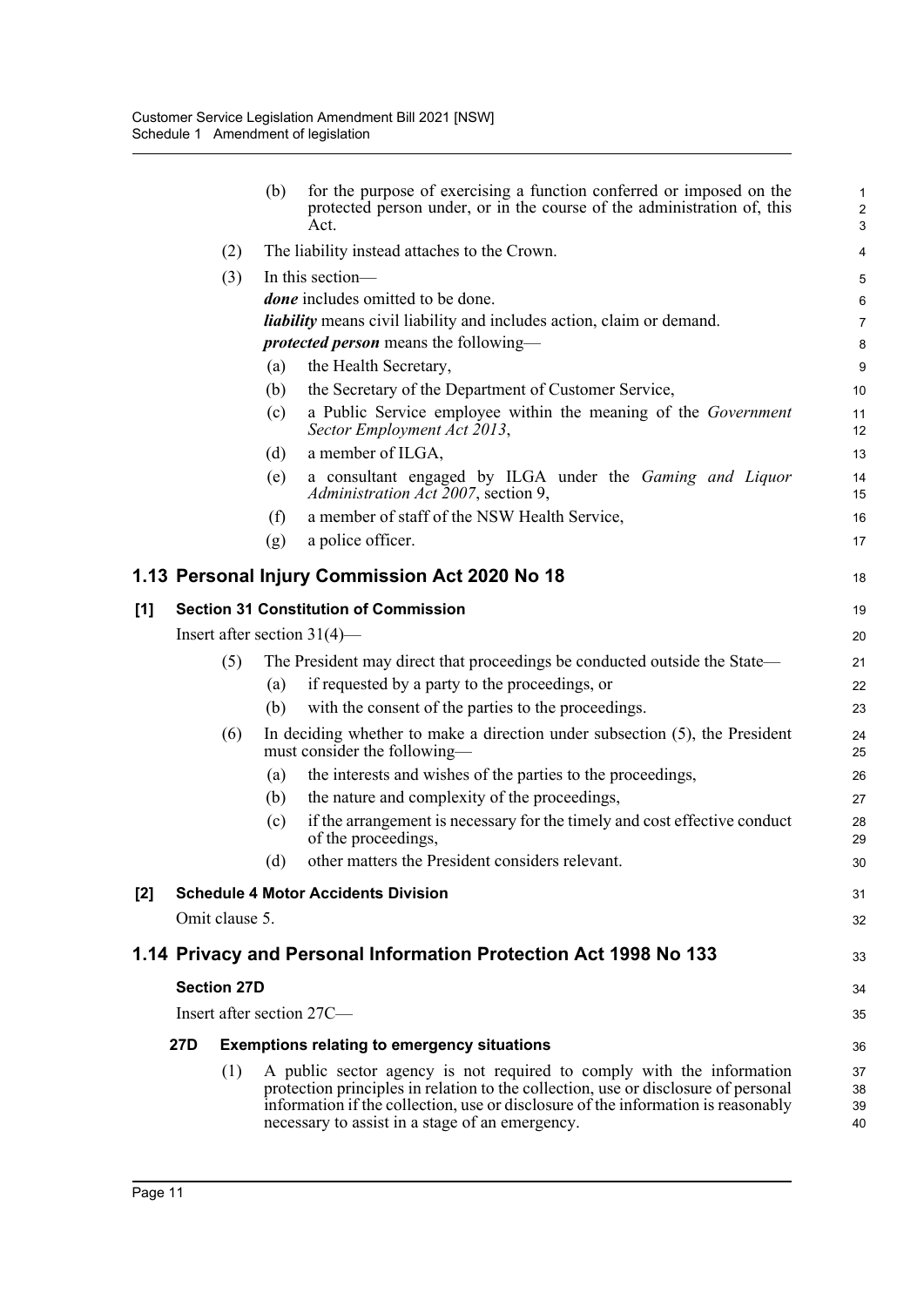(b) for the purpose of exercising a function conferred or imposed on the protected person under, or in the course of the administration of, this Act.

(2) The liability instead attaches to the Crown.

(3) In this section—

***done*** includes omitted to be done.

***liability*** means civil liability and includes action, claim or demand.

***protected person*** means the following—

(a) the Health Secretary,

(b) the Secretary of the Department of Customer Service,

(c) a Public Service employee within the meaning of the *Government Sector Employment Act 2013*,

(d) a member of ILGA,

(e) a consultant engaged by ILGA under the *Gaming and Liquor Administration Act 2007*, section 9,

(f) a member of staff of the NSW Health Service,

(g) a police officer.

## 1.13 Personal Injury Commission Act 2020 No 18

### [1] Section 31 Constitution of Commission

Insert after section 31(4)—

(5) The President may direct that proceedings be conducted outside the State—

(a) if requested by a party to the proceedings, or

(b) with the consent of the parties to the proceedings.

(6) In deciding whether to make a direction under subsection (5), the President must consider the following—

(a) the interests and wishes of the parties to the proceedings,

(b) the nature and complexity of the proceedings,

(c) if the arrangement is necessary for the timely and cost effective conduct of the proceedings,

(d) other matters the President considers relevant.

### [2] Schedule 4 Motor Accidents Division

Omit clause 5.

## 1.14 Privacy and Personal Information Protection Act 1998 No 133

### Section 27D

Insert after section 27C—

#### 27D Exemptions relating to emergency situations

(1) A public sector agency is not required to comply with the information protection principles in relation to the collection, use or disclosure of personal information if the collection, use or disclosure of the information is reasonably necessary to assist in a stage of an emergency.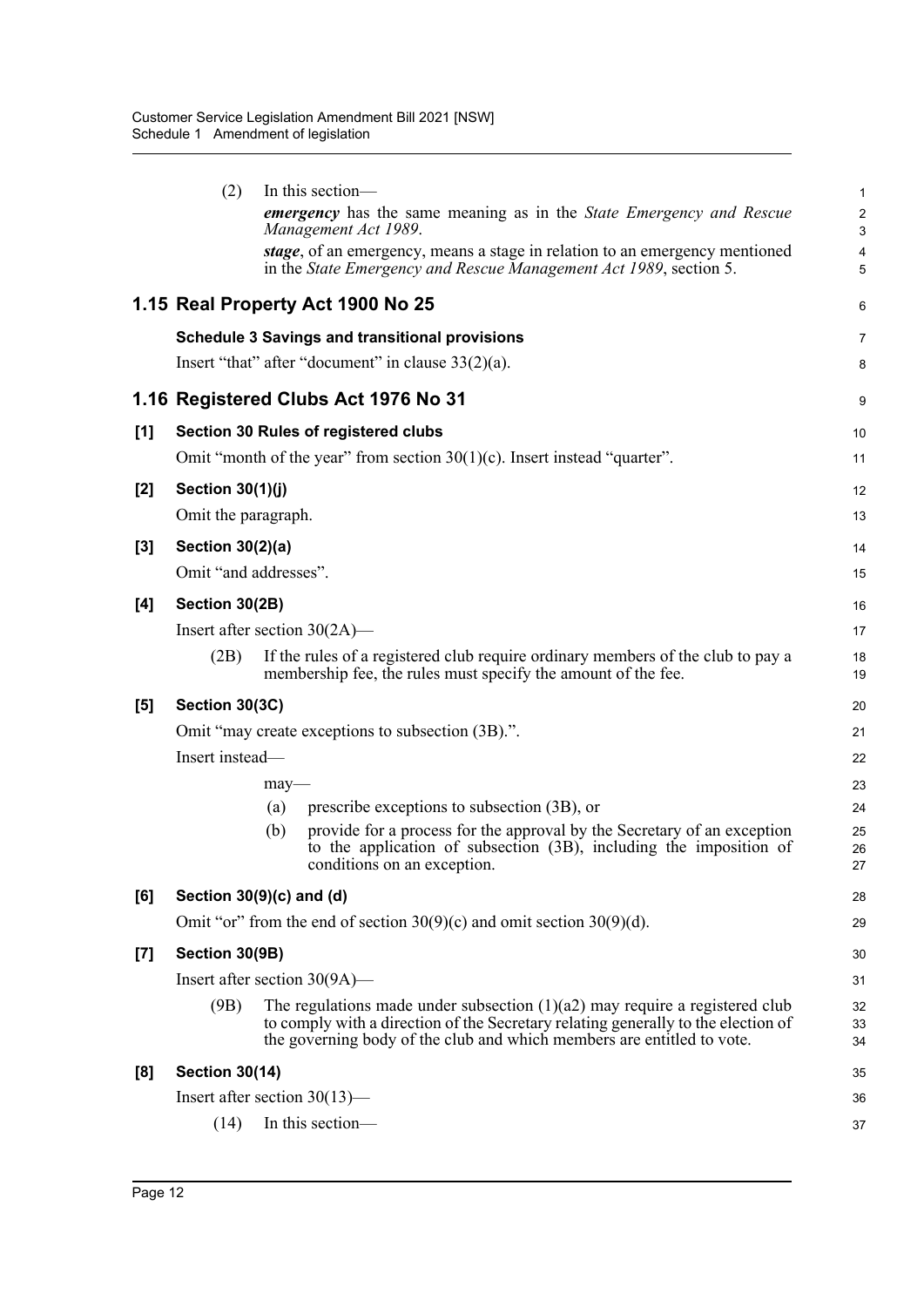(2) In this section—

***emergency*** has the same meaning as in the *State Emergency and Rescue Management Act 1989*.

***stage***, of an emergency, means a stage in relation to an emergency mentioned in the *State Emergency and Rescue Management Act 1989*, section 5.

## 1.15 Real Property Act 1900 No 25

### Schedule 3 Savings and transitional provisions

Insert "that" after "document" in clause 33(2)(a).

## 1.16 Registered Clubs Act 1976 No 31

### [1] Section 30 Rules of registered clubs

Omit "month of the year" from section 30(1)(c). Insert instead "quarter".

### [2] Section 30(1)(j)

Omit the paragraph.

### [3] Section 30(2)(a)

Omit "and addresses".

### [4] Section 30(2B)

Insert after section 30(2A)—

(2B) If the rules of a registered club require ordinary members of the club to pay a membership fee, the rules must specify the amount of the fee.

### [5] Section 30(3C)

Omit "may create exceptions to subsection (3B).".

Insert instead—

may—

(a) prescribe exceptions to subsection (3B), or

(b) provide for a process for the approval by the Secretary of an exception to the application of subsection (3B), including the imposition of conditions on an exception.

### [6] Section 30(9)(c) and (d)

Omit "or" from the end of section 30(9)(c) and omit section 30(9)(d).

### [7] Section 30(9B)

Insert after section 30(9A)—

(9B) The regulations made under subsection (1)(a2) may require a registered club to comply with a direction of the Secretary relating generally to the election of the governing body of the club and which members are entitled to vote.

### [8] Section 30(14)

Insert after section 30(13)—

(14) In this section—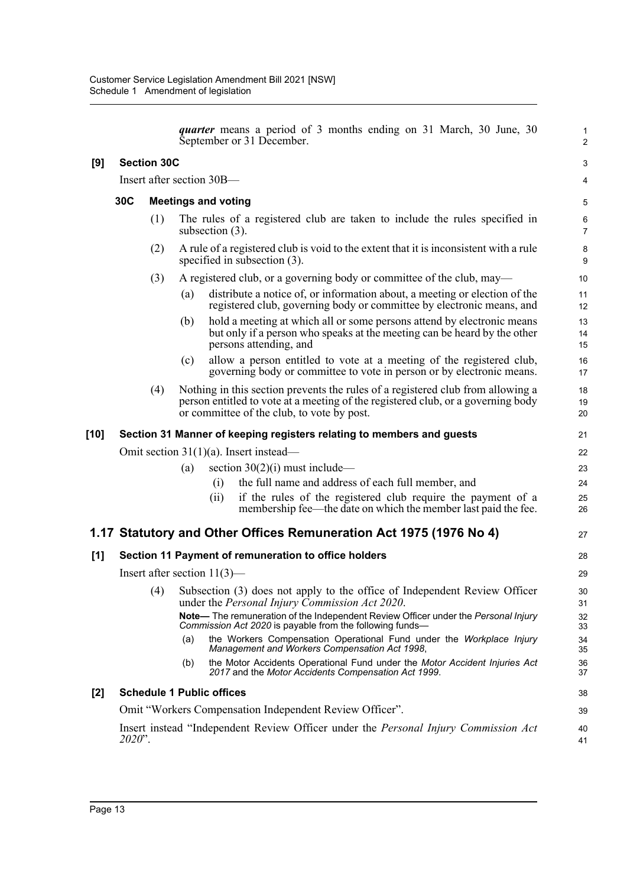***quarter*** means a period of 3 months ending on 31 March, 30 June, 30 September or 31 December.

**[9] Section 30C**

Insert after section 30B—

**30C Meetings and voting**

(1) The rules of a registered club are taken to include the rules specified in subsection (3).

(2) A rule of a registered club is void to the extent that it is inconsistent with a rule specified in subsection (3).

(3) A registered club, or a governing body or committee of the club, may—

(a) distribute a notice of, or information about, a meeting or election of the registered club, governing body or committee by electronic means, and

(b) hold a meeting at which all or some persons attend by electronic means but only if a person who speaks at the meeting can be heard by the other persons attending, and

(c) allow a person entitled to vote at a meeting of the registered club, governing body or committee to vote in person or by electronic means.

(4) Nothing in this section prevents the rules of a registered club from allowing a person entitled to vote at a meeting of the registered club, or a governing body or committee of the club, to vote by post.

**[10] Section 31 Manner of keeping registers relating to members and guests**

Omit section 31(1)(a). Insert instead—

(a) section 30(2)(i) must include—

(i) the full name and address of each full member, and

(ii) if the rules of the registered club require the payment of a membership fee—the date on which the member last paid the fee.

## 1.17 Statutory and Other Offices Remuneration Act 1975 (1976 No 4)

**[1] Section 11 Payment of remuneration to office holders**

Insert after section 11(3)—

(4) Subsection (3) does not apply to the office of Independent Review Officer under the *Personal Injury Commission Act 2020*.

**Note—** The remuneration of the Independent Review Officer under the *Personal Injury Commission Act 2020* is payable from the following funds—

(a) the Workers Compensation Operational Fund under the *Workplace Injury Management and Workers Compensation Act 1998*,

(b) the Motor Accidents Operational Fund under the *Motor Accident Injuries Act 2017* and the *Motor Accidents Compensation Act 1999*.

**[2] Schedule 1 Public offices**

Omit "Workers Compensation Independent Review Officer".

Insert instead "Independent Review Officer under the *Personal Injury Commission Act 2020*".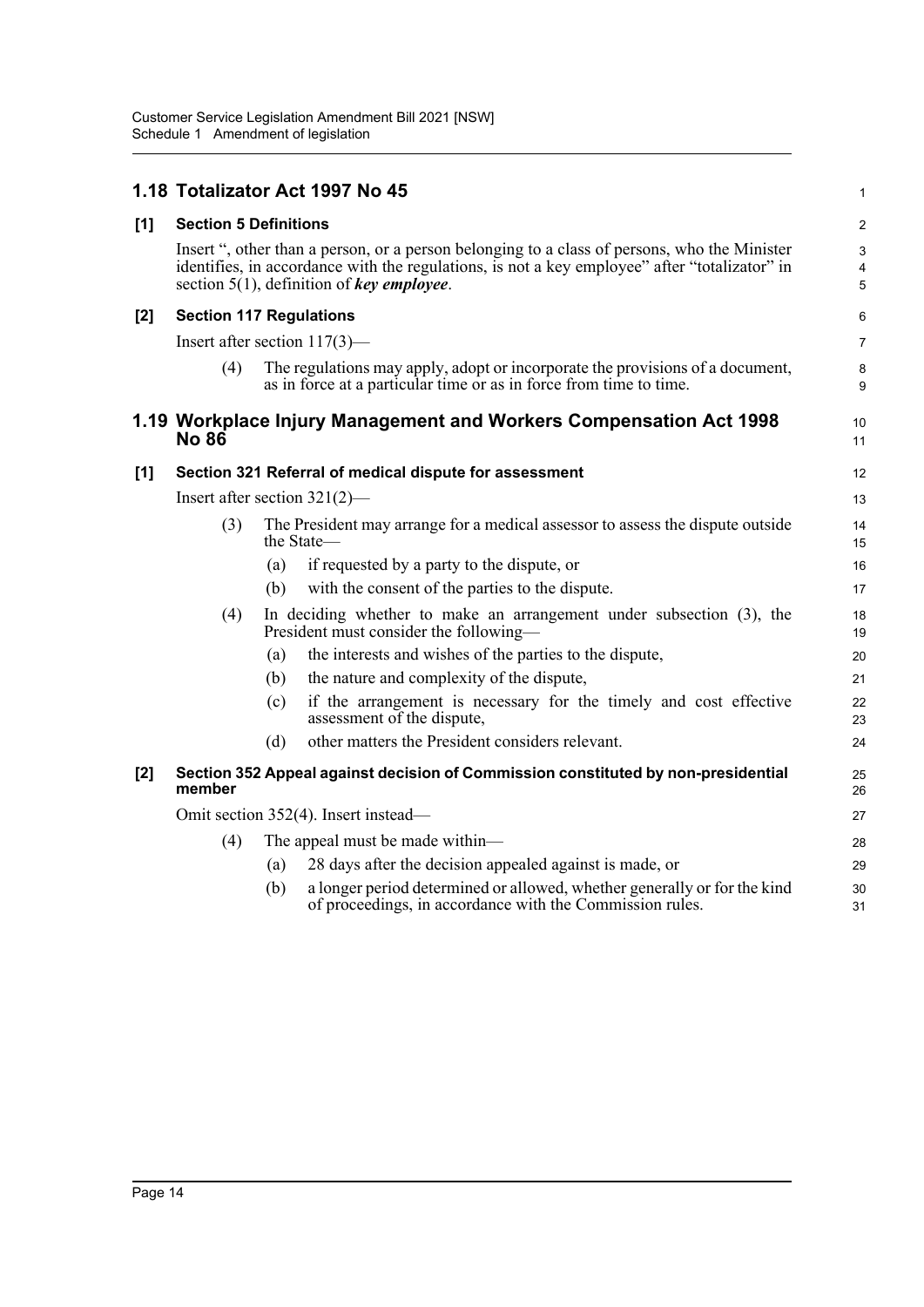## 1.18 Totalizator Act 1997 No 45

**[1] Section 5 Definitions**

Insert ", other than a person, or a person belonging to a class of persons, who the Minister identifies, in accordance with the regulations, is not a key employee" after "totalizator" in section 5(1), definition of ***key employee***.

**[2] Section 117 Regulations**

Insert after section 117(3)—

(4) The regulations may apply, adopt or incorporate the provisions of a document, as in force at a particular time or as in force from time to time.

## 1.19 Workplace Injury Management and Workers Compensation Act 1998 No 86

**[1] Section 321 Referral of medical dispute for assessment**

Insert after section 321(2)—

(3) The President may arrange for a medical assessor to assess the dispute outside the State—

(a) if requested by a party to the dispute, or

(b) with the consent of the parties to the dispute.

(4) In deciding whether to make an arrangement under subsection (3), the President must consider the following—

(a) the interests and wishes of the parties to the dispute,

(b) the nature and complexity of the dispute,

(c) if the arrangement is necessary for the timely and cost effective assessment of the dispute,

(d) other matters the President considers relevant.

**[2] Section 352 Appeal against decision of Commission constituted by non-presidential member**

Omit section 352(4). Insert instead—

(4) The appeal must be made within—

(a) 28 days after the decision appealed against is made, or

(b) a longer period determined or allowed, whether generally or for the kind of proceedings, in accordance with the Commission rules.